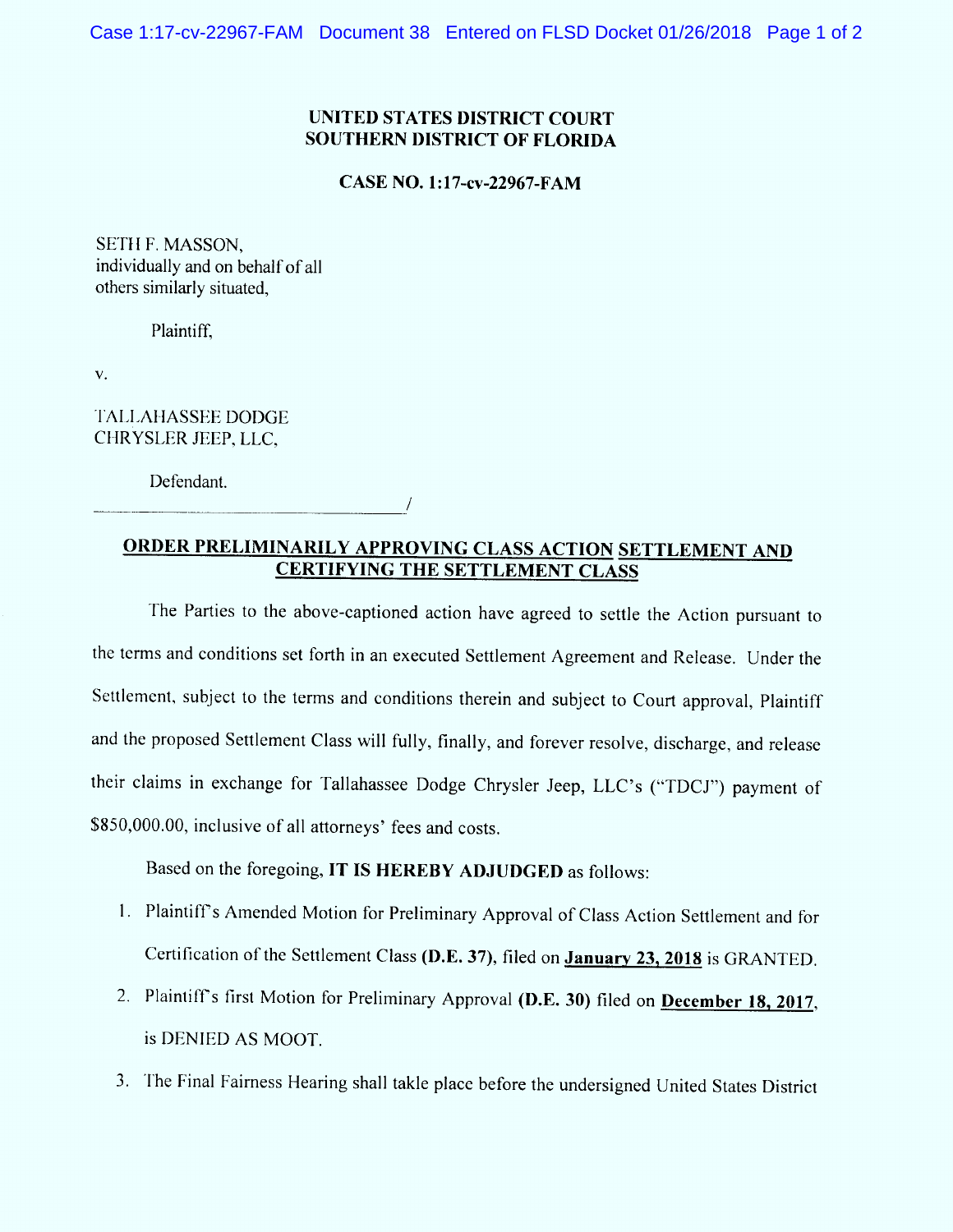**UNITED STATES DISTRICT COURT**
**SOUTHERN DISTRICT OF FLORIDA**

**CASE NO. 1:17-cv-22967-FAM**

SETH F. MASSON,
individually and on behalf of all
others similarly situated,

Plaintiff,

v.

TALLAHASSEE DODGE
CHRYSLER JEEP, LLC,

Defendant.

\_\_\_\_\_\_\_\_\_\_\_\_\_\_\_\_\_\_\_\_\_\_\_\_\_\_\_\_\_\_\_\_\_\_\_\_/

## ORDER PRELIMINARILY APPROVING CLASS ACTION SETTLEMENT AND CERTIFYING THE SETTLEMENT CLASS

The Parties to the above-captioned action have agreed to settle the Action pursuant to the terms and conditions set forth in an executed Settlement Agreement and Release. Under the Settlement, subject to the terms and conditions therein and subject to Court approval, Plaintiff and the proposed Settlement Class will fully, finally, and forever resolve, discharge, and release their claims in exchange for Tallahassee Dodge Chrysler Jeep, LLC's ("TDCJ") payment of $850,000.00, inclusive of all attorneys' fees and costs.

Based on the foregoing, **IT IS HEREBY ADJUDGED** as follows:

1. Plaintiff's Amended Motion for Preliminary Approval of Class Action Settlement and for Certification of the Settlement Class **(D.E. 37)**, filed on **January 23, 2018** is GRANTED.
2. Plaintiff's first Motion for Preliminary Approval **(D.E. 30)** filed on **December 18, 2017**, is DENIED AS MOOT.
3. The Final Fairness Hearing shall takle place before the undersigned United States District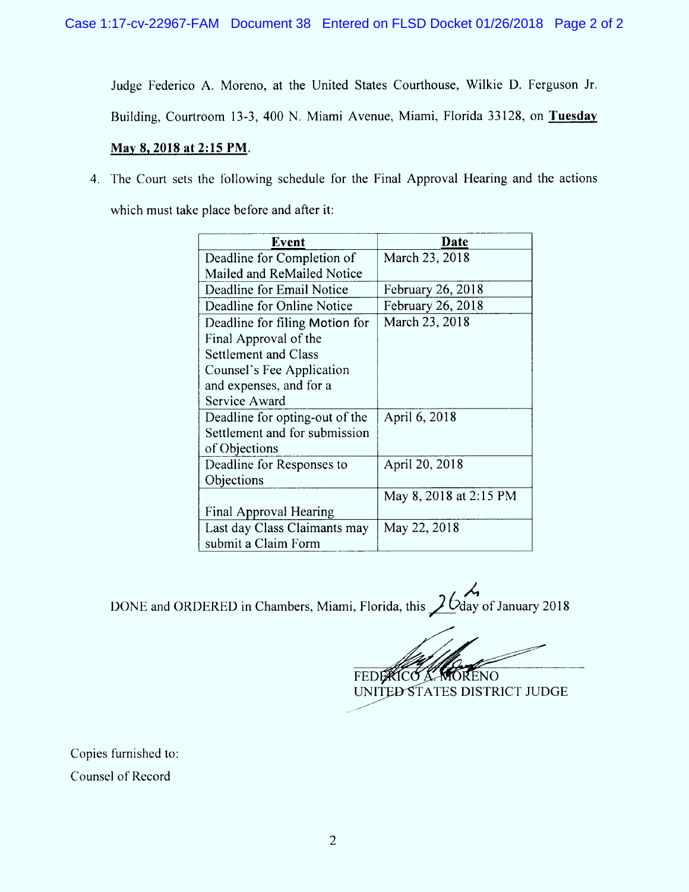Judge Federico A. Moreno, at the United States Courthouse, Wilkie D. Ferguson Jr. Building, Courtroom 13-3, 400 N. Miami Avenue, Miami, Florida 33128, on **Tuesday May 8, 2018 at 2:15 PM**.

4. The Court sets the following schedule for the Final Approval Hearing and the actions which must take place before and after it:

| **Event** | **Date** |
|---|---|
| Deadline for Completion of Mailed and ReMailed Notice | March 23, 2018 |
| Deadline for Email Notice | February 26, 2018 |
| Deadline for Online Notice | February 26, 2018 |
| Deadline for filing Motion for Final Approval of the Settlement and Class Counsel's Fee Application and expenses, and for a Service Award | March 23, 2018 |
| Deadline for opting-out of the Settlement and for submission of Objections | April 6, 2018 |
| Deadline for Responses to Objections | April 20, 2018 |
| Final Approval Hearing | May 8, 2018 at 2:15 PM |
| Last day Class Claimants may submit a Claim Form | May 22, 2018 |

DONE and ORDERED in Chambers, Miami, Florida, this 26th day of January 2018

FEDERICO A. MORENO
UNITED STATES DISTRICT JUDGE

Copies furnished to:
Counsel of Record